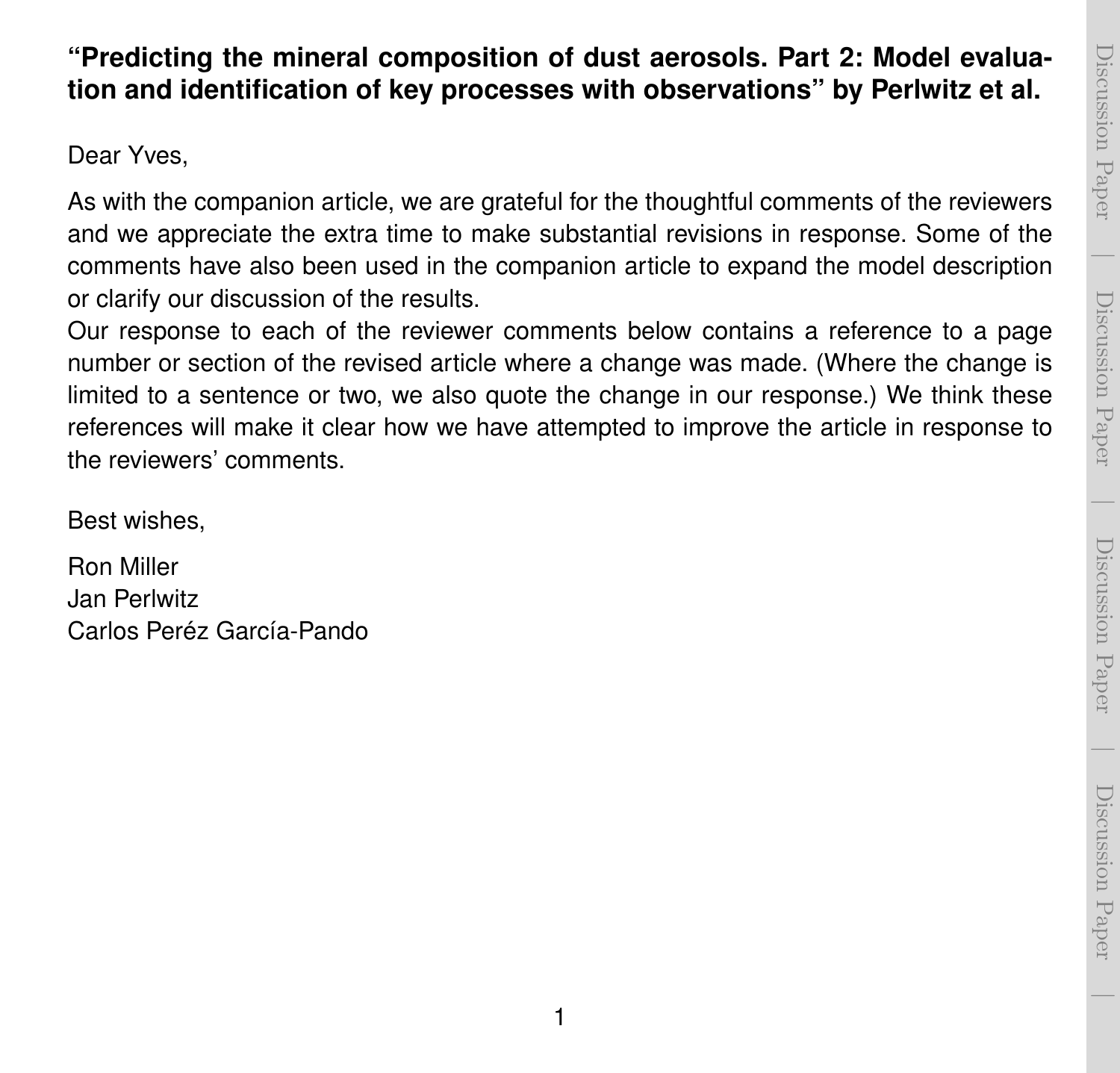# "Predicting the mineral composition of dust aerosols. Part 2: Model evaluation and identification of key processes with observations" by Perlwitz et al.

Dear Yves,

As with the companion article, we are grateful for the thoughtful comments of the reviewers and we appreciate the extra time to make substantial revisions in response. Some of the comments have also been used in the companion article to expand the model description or clarify our discussion of the results.

Our response to each of the reviewer comments below contains a reference to a page number or section of the revised article where a change was made. (Where the change is limited to a sentence or two, we also quote the change in our response.) We think these references will make it clear how we have attempted to improve the article in response to the reviewers' comments.

Best wishes,

Ron Miller  
Jan Perlwitz  
Carlos Peréz García-Pando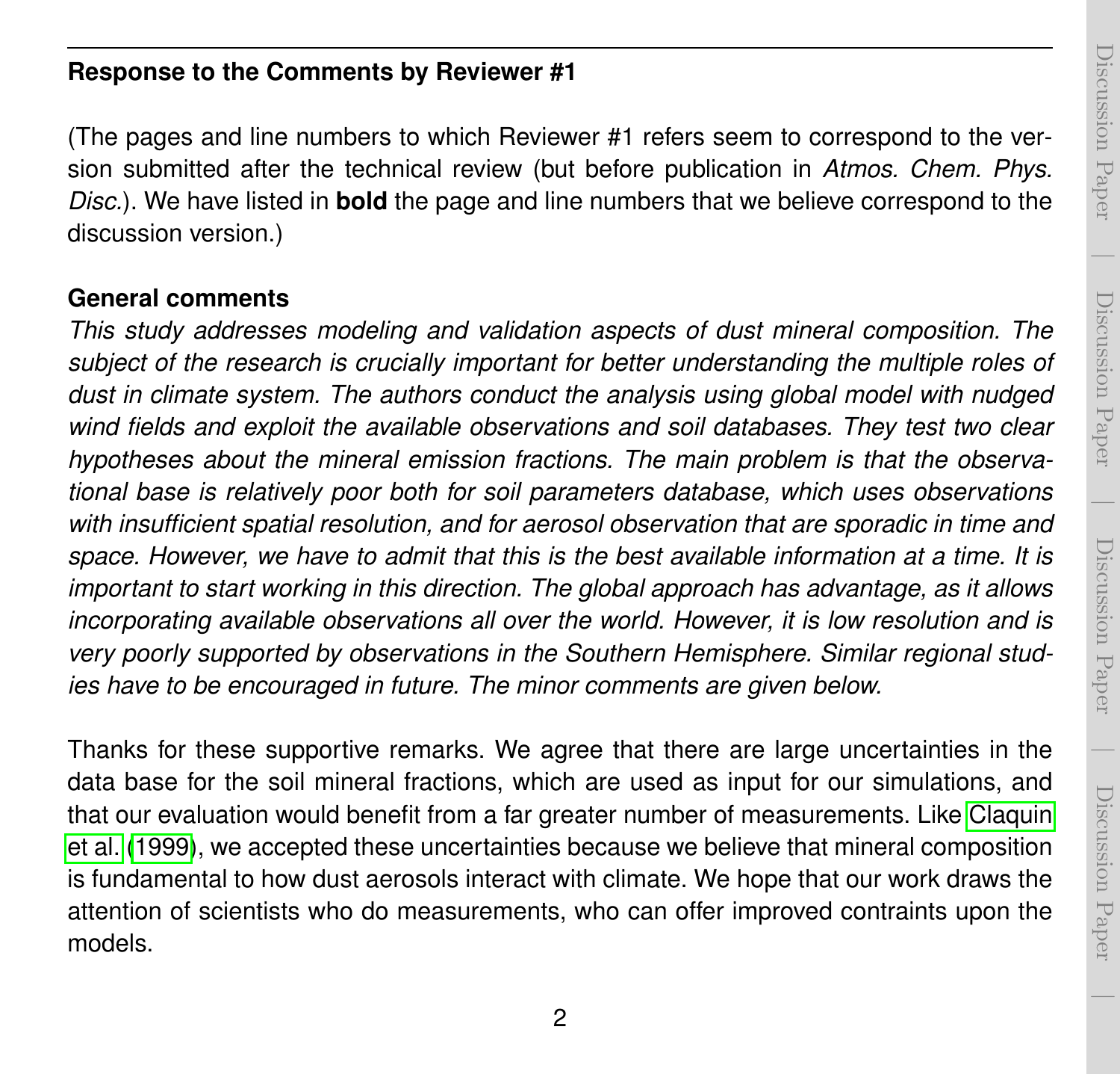## Response to the Comments by Reviewer #1

(The pages and line numbers to which Reviewer #1 refers seem to correspond to the version submitted after the technical review (but before publication in *Atmos. Chem. Phys. Disc.*). We have listed in **bold** the page and line numbers that we believe correspond to the discussion version.)

### General comments

*This study addresses modeling and validation aspects of dust mineral composition. The subject of the research is crucially important for better understanding the multiple roles of dust in climate system. The authors conduct the analysis using global model with nudged wind fields and exploit the available observations and soil databases. They test two clear hypotheses about the mineral emission fractions. The main problem is that the observational base is relatively poor both for soil parameters database, which uses observations with insufficient spatial resolution, and for aerosol observation that are sporadic in time and space. However, we have to admit that this is the best available information at a time. It is important to start working in this direction. The global approach has advantage, as it allows incorporating available observations all over the world. However, it is low resolution and is very poorly supported by observations in the Southern Hemisphere. Similar regional studies have to be encouraged in future. The minor comments are given below.*

Thanks for these supportive remarks. We agree that there are large uncertainties in the data base for the soil mineral fractions, which are used as input for our simulations, and that our evaluation would benefit from a far greater number of measurements. Like Claquin et al. (1999), we accepted these uncertainties because we believe that mineral composition is fundamental to how dust aerosols interact with climate. We hope that our work draws the attention of scientists who do measurements, who can offer improved contraints upon the models.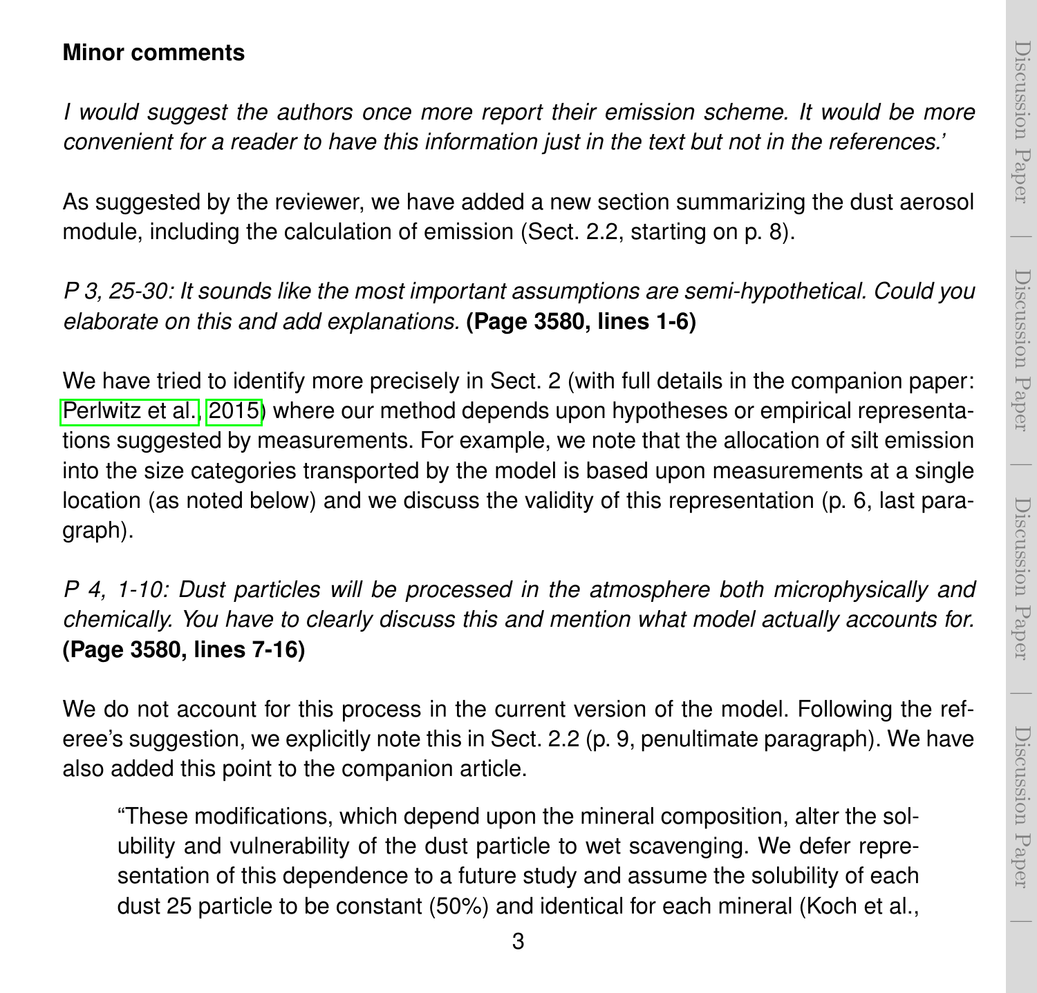**Minor comments**

*I would suggest the authors once more report their emission scheme. It would be more convenient for a reader to have this information just in the text but not in the references.'*

As suggested by the reviewer, we have added a new section summarizing the dust aerosol module, including the calculation of emission (Sect. 2.2, starting on p. 8).

*P 3, 25-30: It sounds like the most important assumptions are semi-hypothetical. Could you elaborate on this and add explanations.* **(Page 3580, lines 1-6)**

We have tried to identify more precisely in Sect. 2 (with full details in the companion paper: Perlwitz et al., 2015) where our method depends upon hypotheses or empirical representations suggested by measurements. For example, we note that the allocation of silt emission into the size categories transported by the model is based upon measurements at a single location (as noted below) and we discuss the validity of this representation (p. 6, last paragraph).

*P 4, 1-10: Dust particles will be processed in the atmosphere both microphysically and chemically. You have to clearly discuss this and mention what model actually accounts for.* **(Page 3580, lines 7-16)**

We do not account for this process in the current version of the model. Following the referee's suggestion, we explicitly note this in Sect. 2.2 (p. 9, penultimate paragraph). We have also added this point to the companion article.

> "These modifications, which depend upon the mineral composition, alter the solubility and vulnerability of the dust particle to wet scavenging. We defer representation of this dependence to a future study and assume the solubility of each dust 25 particle to be constant (50%) and identical for each mineral (Koch et al.,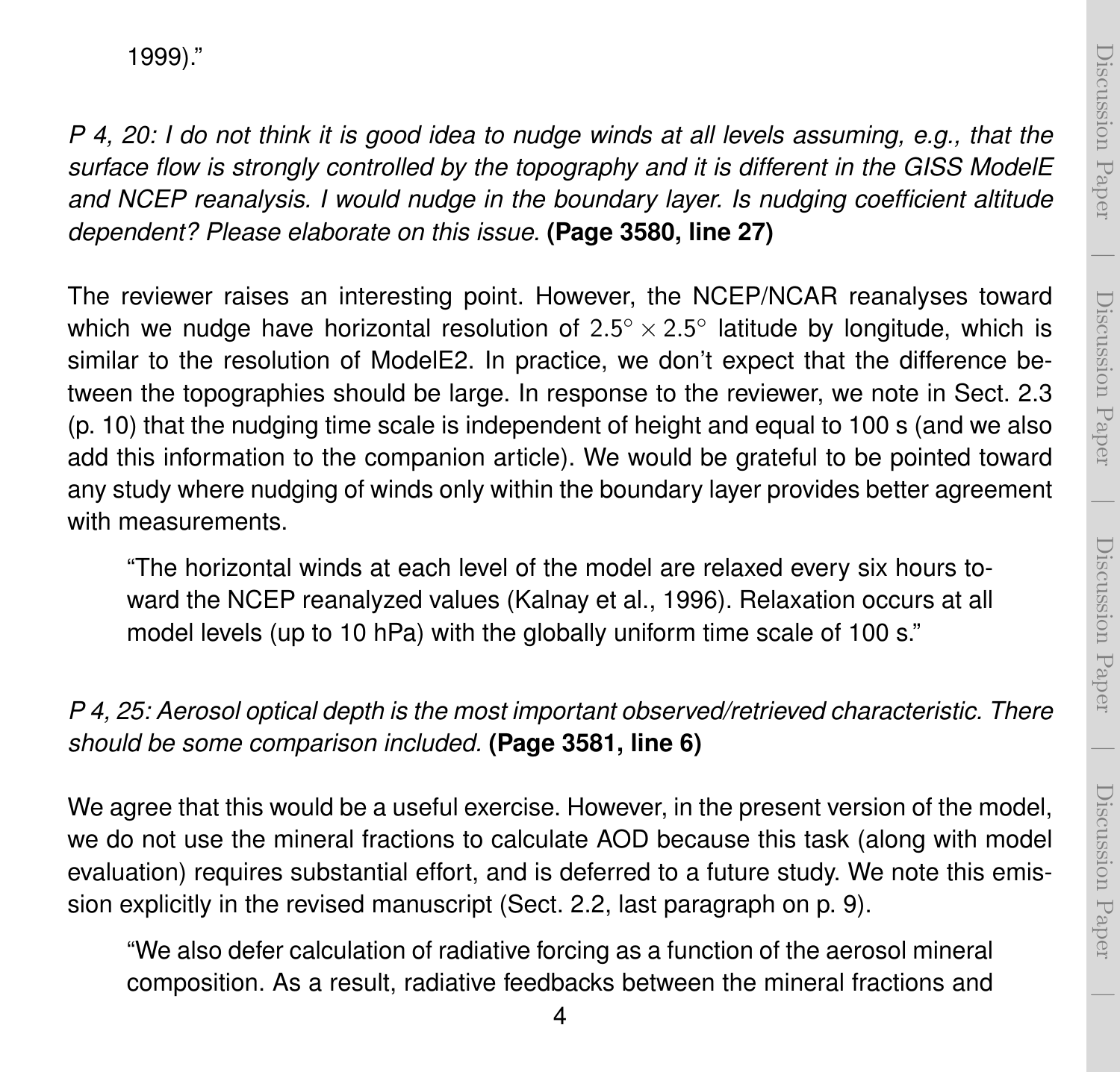1999)."

*P 4, 20: I do not think it is good idea to nudge winds at all levels assuming, e.g., that the surface flow is strongly controlled by the topography and it is different in the GISS ModelE and NCEP reanalysis. I would nudge in the boundary layer. Is nudging coefficient altitude dependent? Please elaborate on this issue.* **(Page 3580, line 27)**

The reviewer raises an interesting point. However, the NCEP/NCAR reanalyses toward which we nudge have horizontal resolution of $2.5^{\circ} \times 2.5^{\circ}$ latitude by longitude, which is similar to the resolution of ModelE2. In practice, we don't expect that the difference between the topographies should be large. In response to the reviewer, we note in Sect. 2.3 (p. 10) that the nudging time scale is independent of height and equal to 100 s (and we also add this information to the companion article). We would be grateful to be pointed toward any study where nudging of winds only within the boundary layer provides better agreement with measurements.

> "The horizontal winds at each level of the model are relaxed every six hours toward the NCEP reanalyzed values (Kalnay et al., 1996). Relaxation occurs at all model levels (up to 10 hPa) with the globally uniform time scale of 100 s."

*P 4, 25: Aerosol optical depth is the most important observed/retrieved characteristic. There should be some comparison included.* **(Page 3581, line 6)**

We agree that this would be a useful exercise. However, in the present version of the model, we do not use the mineral fractions to calculate AOD because this task (along with model evaluation) requires substantial effort, and is deferred to a future study. We note this emission explicitly in the revised manuscript (Sect. 2.2, last paragraph on p. 9).

> "We also defer calculation of radiative forcing as a function of the aerosol mineral composition. As a result, radiative feedbacks between the mineral fractions and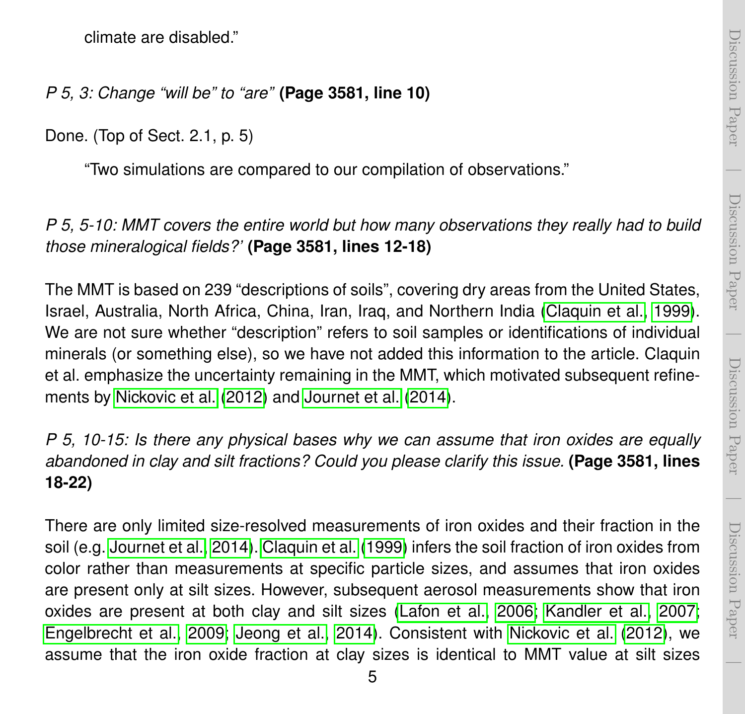climate are disabled.”

*P 5, 3: Change “will be” to “are”* **(Page 3581, line 10)**

Done. (Top of Sect. 2.1, p. 5)

> “Two simulations are compared to our compilation of observations.”

*P 5, 5-10: MMT covers the entire world but how many observations they really had to build those mineralogical fields?’* **(Page 3581, lines 12-18)**

The MMT is based on 239 “descriptions of soils”, covering dry areas from the United States, Israel, Australia, North Africa, China, Iran, Iraq, and Northern India (Claquin et al., 1999). We are not sure whether “description” refers to soil samples or identifications of individual minerals (or something else), so we have not added this information to the article. Claquin et al. emphasize the uncertainty remaining in the MMT, which motivated subsequent refinements by Nickovic et al. (2012) and Journet et al. (2014).

*P 5, 10-15: Is there any physical bases why we can assume that iron oxides are equally abandoned in clay and silt fractions? Could you please clarify this issue.* **(Page 3581, lines 18-22)**

There are only limited size-resolved measurements of iron oxides and their fraction in the soil (e.g. Journet et al., 2014). Claquin et al. (1999) infers the soil fraction of iron oxides from color rather than measurements at specific particle sizes, and assumes that iron oxides are present only at silt sizes. However, subsequent aerosol measurements show that iron oxides are present at both clay and silt sizes (Lafon et al., 2006; Kandler et al., 2007; Engelbrecht et al., 2009; Jeong et al., 2014). Consistent with Nickovic et al. (2012), we assume that the iron oxide fraction at clay sizes is identical to MMT value at silt sizes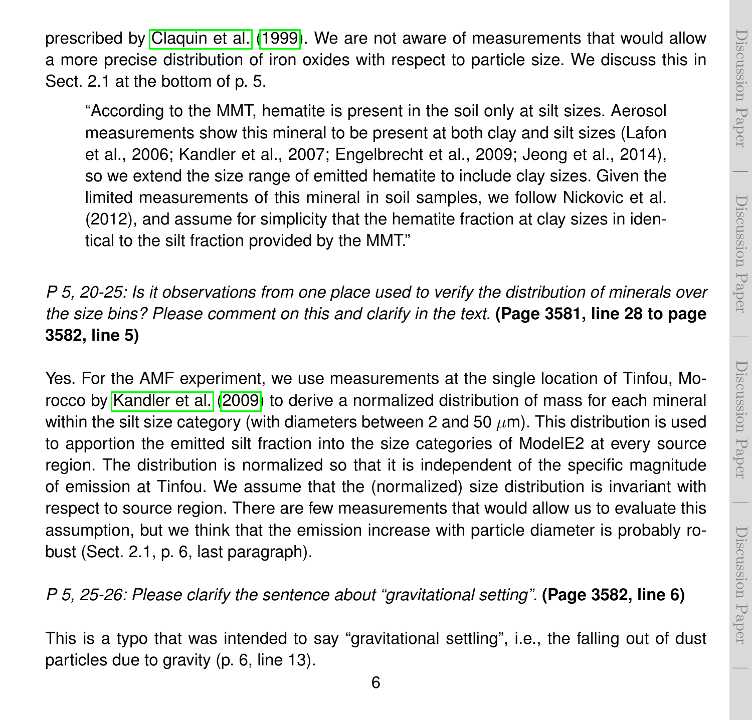prescribed by Claquin et al. (1999). We are not aware of measurements that would allow a more precise distribution of iron oxides with respect to particle size. We discuss this in Sect. 2.1 at the bottom of p. 5.

> "According to the MMT, hematite is present in the soil only at silt sizes. Aerosol measurements show this mineral to be present at both clay and silt sizes (Lafon et al., 2006; Kandler et al., 2007; Engelbrecht et al., 2009; Jeong et al., 2014), so we extend the size range of emitted hematite to include clay sizes. Given the limited measurements of this mineral in soil samples, we follow Nickovic et al. (2012), and assume for simplicity that the hematite fraction at clay sizes in identical to the silt fraction provided by the MMT."

*P 5, 20-25: Is it observations from one place used to verify the distribution of minerals over the size bins? Please comment on this and clarify in the text.* **(Page 3581, line 28 to page 3582, line 5)**

Yes. For the AMF experiment, we use measurements at the single location of Tinfou, Morocco by Kandler et al. (2009) to derive a normalized distribution of mass for each mineral within the silt size category (with diameters between 2 and 50 $\mu$m). This distribution is used to apportion the emitted silt fraction into the size categories of ModelE2 at every source region. The distribution is normalized so that it is independent of the specific magnitude of emission at Tinfou. We assume that the (normalized) size distribution is invariant with respect to source region. There are few measurements that would allow us to evaluate this assumption, but we think that the emission increase with particle diameter is probably robust (Sect. 2.1, p. 6, last paragraph).

*P 5, 25-26: Please clarify the sentence about "gravitational setting".* **(Page 3582, line 6)**

This is a typo that was intended to say "gravitational settling", i.e., the falling out of dust particles due to gravity (p. 6, line 13).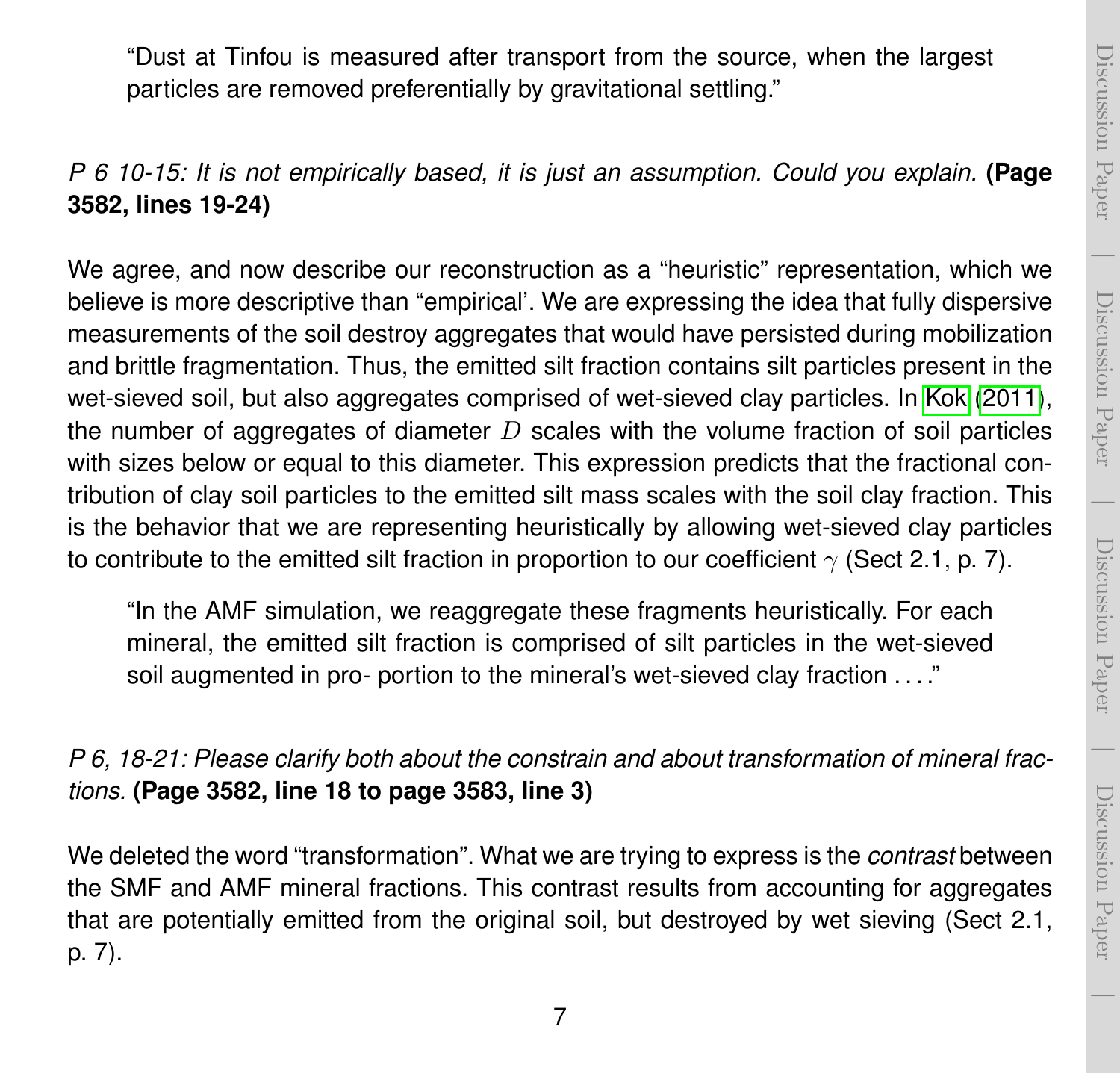> "Dust at Tinfou is measured after transport from the source, when the largest particles are removed preferentially by gravitational settling."

*P 6 10-15: It is not empirically based, it is just an assumption. Could you explain.* **(Page 3582, lines 19-24)**

We agree, and now describe our reconstruction as a "heuristic" representation, which we believe is more descriptive than "empirical'. We are expressing the idea that fully dispersive measurements of the soil destroy aggregates that would have persisted during mobilization and brittle fragmentation. Thus, the emitted silt fraction contains silt particles present in the wet-sieved soil, but also aggregates comprised of wet-sieved clay particles. In Kok (2011), the number of aggregates of diameter $D$ scales with the volume fraction of soil particles with sizes below or equal to this diameter. This expression predicts that the fractional contribution of clay soil particles to the emitted silt mass scales with the soil clay fraction. This is the behavior that we are representing heuristically by allowing wet-sieved clay particles to contribute to the emitted silt fraction in proportion to our coefficient $\gamma$ (Sect 2.1, p. 7).

> "In the AMF simulation, we reaggregate these fragments heuristically. For each mineral, the emitted silt fraction is comprised of silt particles in the wet-sieved soil augmented in pro- portion to the mineral's wet-sieved clay fraction . . . ."

*P 6, 18-21: Please clarify both about the constrain and about transformation of mineral fractions.* **(Page 3582, line 18 to page 3583, line 3)**

We deleted the word "transformation". What we are trying to express is the *contrast* between the SMF and AMF mineral fractions. This contrast results from accounting for aggregates that are potentially emitted from the original soil, but destroyed by wet sieving (Sect 2.1, p. 7).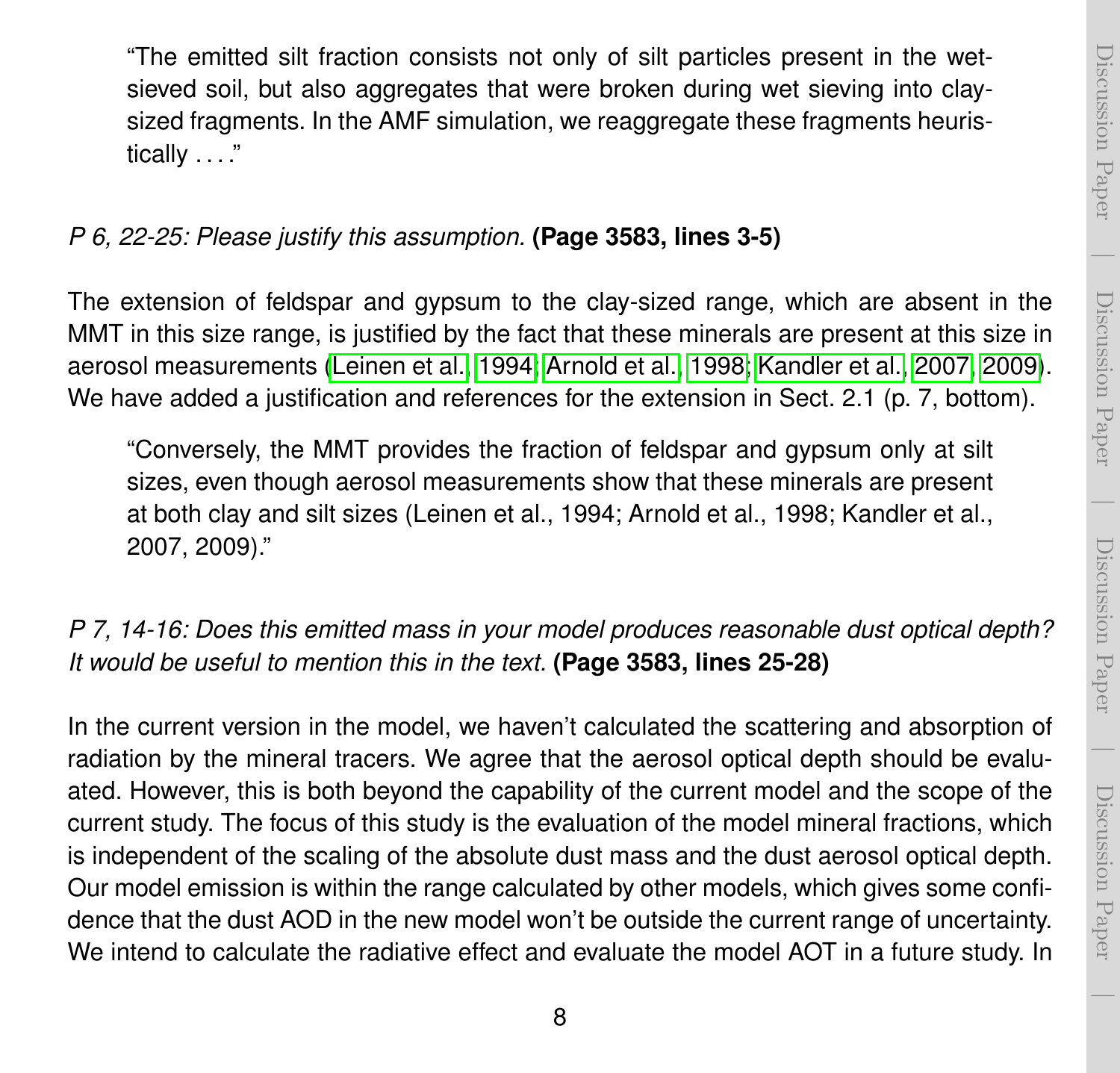> "The emitted silt fraction consists not only of silt particles present in the wet-sieved soil, but also aggregates that were broken during wet sieving into clay-sized fragments. In the AMF simulation, we reaggregate these fragments heuristically . . . ."

*P 6, 22-25: Please justify this assumption.* **(Page 3583, lines 3-5)**

The extension of feldspar and gypsum to the clay-sized range, which are absent in the MMT in this size range, is justified by the fact that these minerals are present at this size in aerosol measurements (Leinen et al., 1994; Arnold et al., 1998; Kandler et al., 2007, 2009). We have added a justification and references for the extension in Sect. 2.1 (p. 7, bottom).

> "Conversely, the MMT provides the fraction of feldspar and gypsum only at silt sizes, even though aerosol measurements show that these minerals are present at both clay and silt sizes (Leinen et al., 1994; Arnold et al., 1998; Kandler et al., 2007, 2009)."

*P 7, 14-16: Does this emitted mass in your model produces reasonable dust optical depth? It would be useful to mention this in the text.* **(Page 3583, lines 25-28)**

In the current version in the model, we haven't calculated the scattering and absorption of radiation by the mineral tracers. We agree that the aerosol optical depth should be evaluated. However, this is both beyond the capability of the current model and the scope of the current study. The focus of this study is the evaluation of the model mineral fractions, which is independent of the scaling of the absolute dust mass and the dust aerosol optical depth. Our model emission is within the range calculated by other models, which gives some confidence that the dust AOD in the new model won't be outside the current range of uncertainty. We intend to calculate the radiative effect and evaluate the model AOT in a future study. In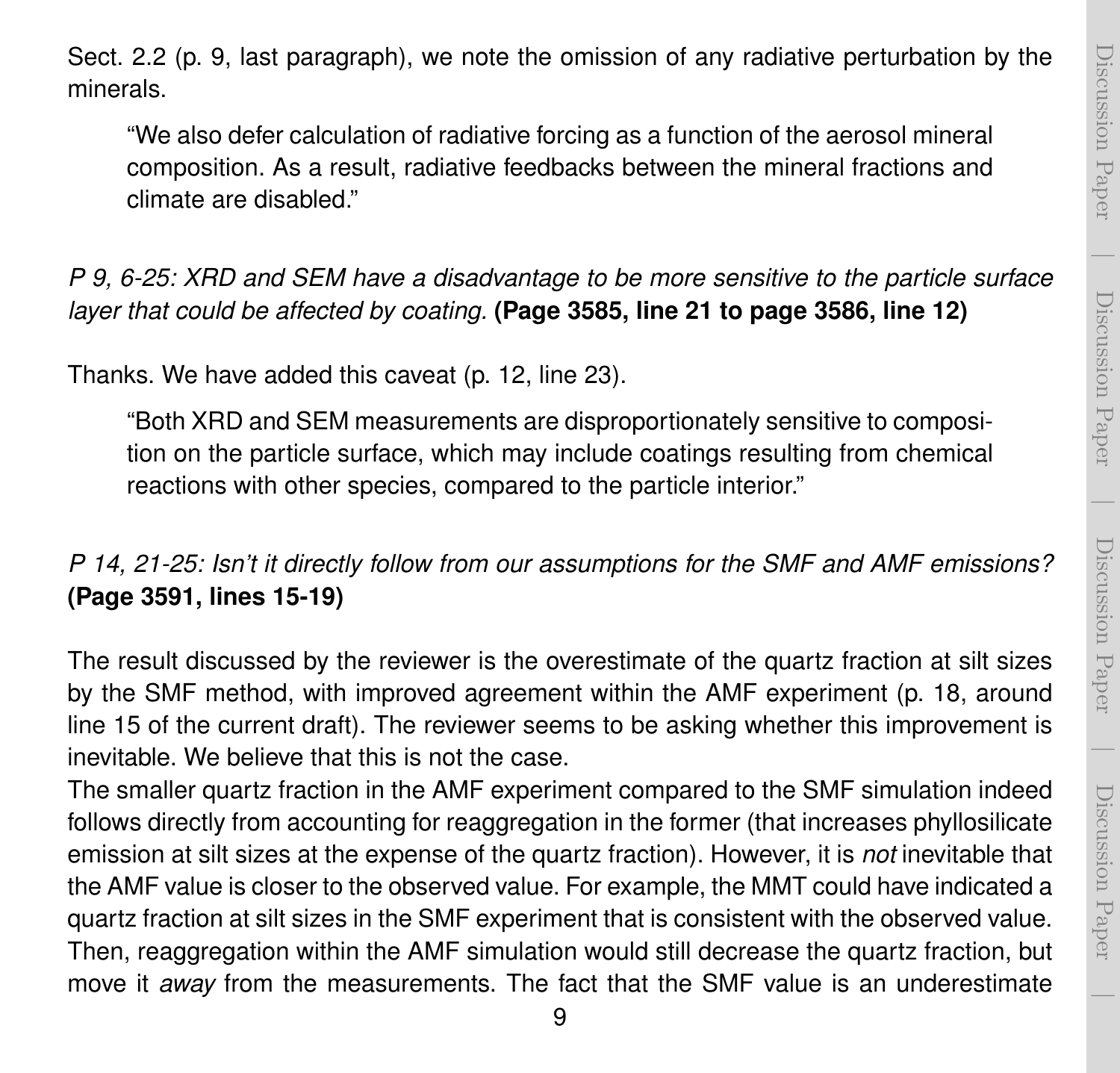Sect. 2.2 (p. 9, last paragraph), we note the omission of any radiative perturbation by the minerals.

> "We also defer calculation of radiative forcing as a function of the aerosol mineral composition. As a result, radiative feedbacks between the mineral fractions and climate are disabled."

*P 9, 6-25: XRD and SEM have a disadvantage to be more sensitive to the particle surface layer that could be affected by coating.* **(Page 3585, line 21 to page 3586, line 12)**

Thanks. We have added this caveat (p. 12, line 23).

> "Both XRD and SEM measurements are disproportionately sensitive to composition on the particle surface, which may include coatings resulting from chemical reactions with other species, compared to the particle interior."

*P 14, 21-25: Isn't it directly follow from our assumptions for the SMF and AMF emissions?* **(Page 3591, lines 15-19)**

The result discussed by the reviewer is the overestimate of the quartz fraction at silt sizes by the SMF method, with improved agreement within the AMF experiment (p. 18, around line 15 of the current draft). The reviewer seems to be asking whether this improvement is inevitable. We believe that this is not the case.

The smaller quartz fraction in the AMF experiment compared to the SMF simulation indeed follows directly from accounting for reaggregation in the former (that increases phyllosilicate emission at silt sizes at the expense of the quartz fraction). However, it is *not* inevitable that the AMF value is closer to the observed value. For example, the MMT could have indicated a quartz fraction at silt sizes in the SMF experiment that is consistent with the observed value. Then, reaggregation within the AMF simulation would still decrease the quartz fraction, but move it *away* from the measurements. The fact that the SMF value is an underestimate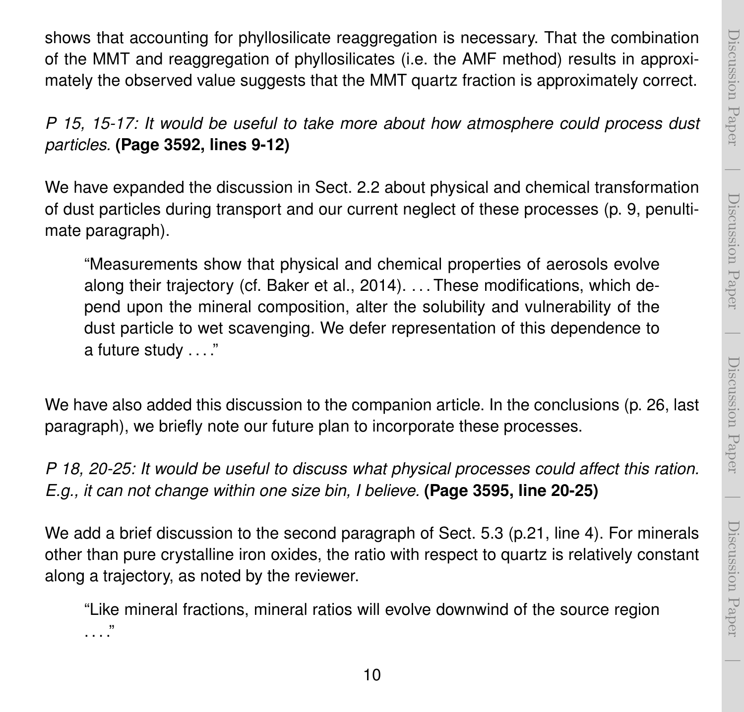shows that accounting for phyllosilicate reaggregation is necessary. That the combination of the MMT and reaggregation of phyllosilicates (i.e. the AMF method) results in approximately the observed value suggests that the MMT quartz fraction is approximately correct.

*P 15, 15-17: It would be useful to take more about how atmosphere could process dust particles.* **(Page 3592, lines 9-12)**

We have expanded the discussion in Sect. 2.2 about physical and chemical transformation of dust particles during transport and our current neglect of these processes (p. 9, penultimate paragraph).

> "Measurements show that physical and chemical properties of aerosols evolve along their trajectory (cf. Baker et al., 2014). ... These modifications, which depend upon the mineral composition, alter the solubility and vulnerability of the dust particle to wet scavenging. We defer representation of this dependence to a future study ...."

We have also added this discussion to the companion article. In the conclusions (p. 26, last paragraph), we briefly note our future plan to incorporate these processes.

*P 18, 20-25: It would be useful to discuss what physical processes could affect this ration. E.g., it can not change within one size bin, I believe.* **(Page 3595, line 20-25)**

We add a brief discussion to the second paragraph of Sect. 5.3 (p.21, line 4). For minerals other than pure crystalline iron oxides, the ratio with respect to quartz is relatively constant along a trajectory, as noted by the reviewer.

> "Like mineral fractions, mineral ratios will evolve downwind of the source region ...."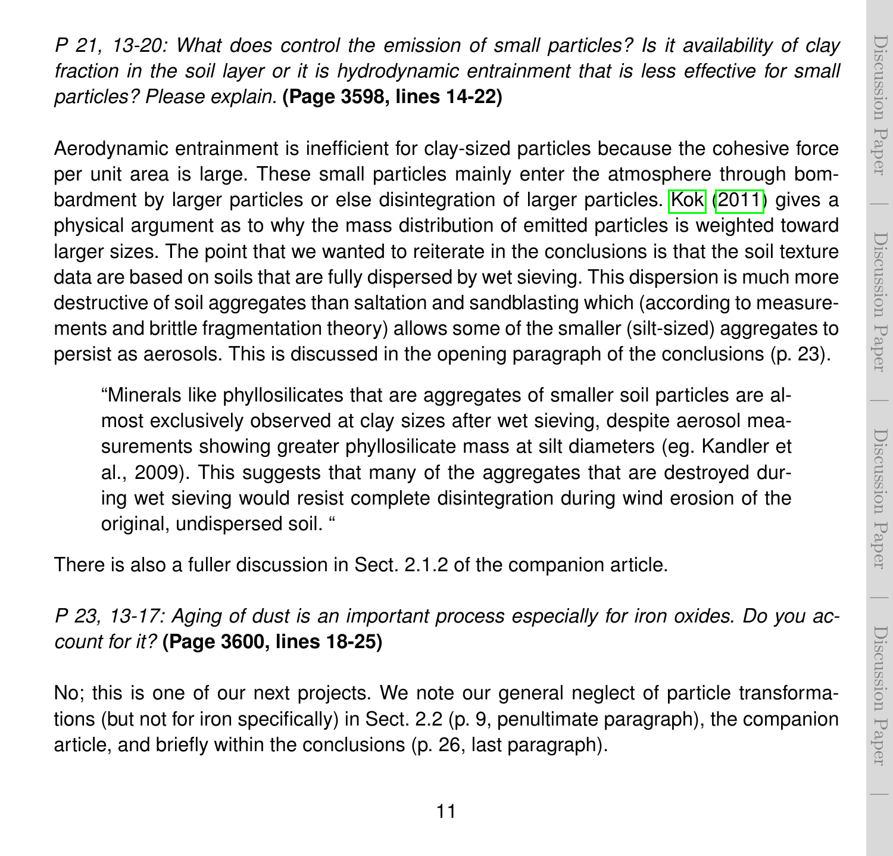*P 21, 13-20: What does control the emission of small particles? Is it availability of clay fraction in the soil layer or it is hydrodynamic entrainment that is less effective for small particles? Please explain.* **(Page 3598, lines 14-22)**

Aerodynamic entrainment is inefficient for clay-sized particles because the cohesive force per unit area is large. These small particles mainly enter the atmosphere through bombardment by larger particles or else disintegration of larger particles. Kok (2011) gives a physical argument as to why the mass distribution of emitted particles is weighted toward larger sizes. The point that we wanted to reiterate in the conclusions is that the soil texture data are based on soils that are fully dispersed by wet sieving. This dispersion is much more destructive of soil aggregates than saltation and sandblasting which (according to measurements and brittle fragmentation theory) allows some of the smaller (silt-sized) aggregates to persist as aerosols. This is discussed in the opening paragraph of the conclusions (p. 23).

> "Minerals like phyllosilicates that are aggregates of smaller soil particles are almost exclusively observed at clay sizes after wet sieving, despite aerosol measurements showing greater phyllosilicate mass at silt diameters (eg. Kandler et al., 2009). This suggests that many of the aggregates that are destroyed during wet sieving would resist complete disintegration during wind erosion of the original, undispersed soil. "

There is also a fuller discussion in Sect. 2.1.2 of the companion article.

*P 23, 13-17: Aging of dust is an important process especially for iron oxides. Do you account for it?* **(Page 3600, lines 18-25)**

No; this is one of our next projects. We note our general neglect of particle transformations (but not for iron specifically) in Sect. 2.2 (p. 9, penultimate paragraph), the companion article, and briefly within the conclusions (p. 26, last paragraph).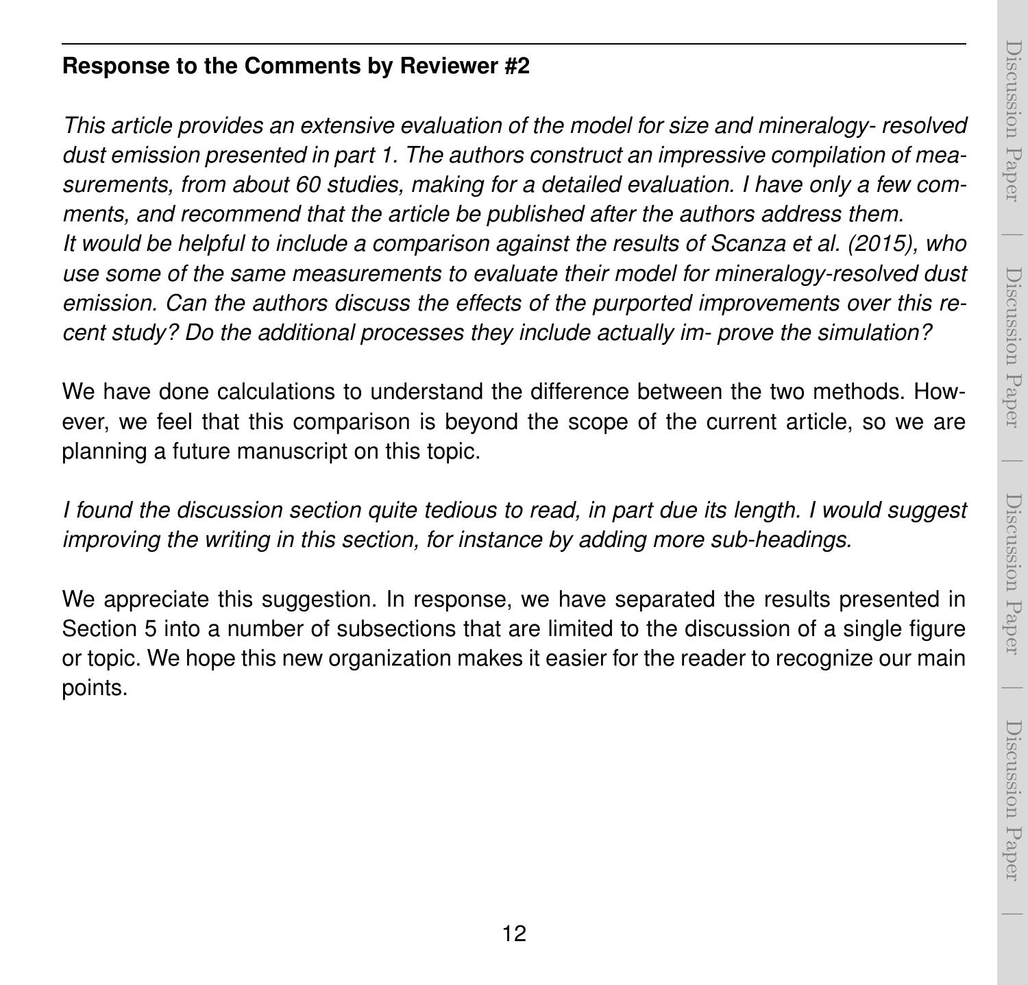**Response to the Comments by Reviewer #2**

*This article provides an extensive evaluation of the model for size and mineralogy- resolved dust emission presented in part 1. The authors construct an impressive compilation of measurements, from about 60 studies, making for a detailed evaluation. I have only a few comments, and recommend that the article be published after the authors address them. It would be helpful to include a comparison against the results of Scanza et al. (2015), who use some of the same measurements to evaluate their model for mineralogy-resolved dust emission. Can the authors discuss the effects of the purported improvements over this recent study? Do the additional processes they include actually im- prove the simulation?*

We have done calculations to understand the difference between the two methods. However, we feel that this comparison is beyond the scope of the current article, so we are planning a future manuscript on this topic.

*I found the discussion section quite tedious to read, in part due its length. I would suggest improving the writing in this section, for instance by adding more sub-headings.*

We appreciate this suggestion. In response, we have separated the results presented in Section 5 into a number of subsections that are limited to the discussion of a single figure or topic. We hope this new organization makes it easier for the reader to recognize our main points.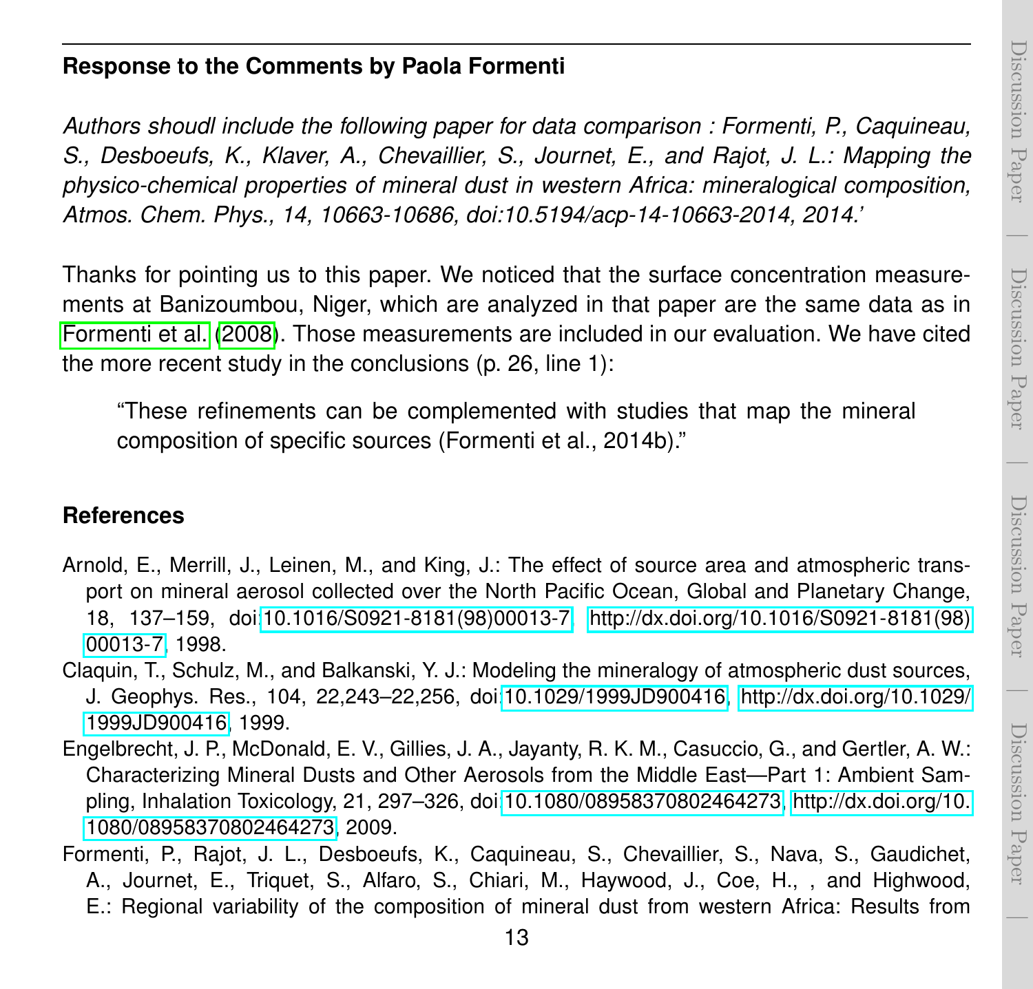## Response to the Comments by Paola Formenti

*Authors shoudl include the following paper for data comparison : Formenti, P., Caquineau, S., Desboeufs, K., Klaver, A., Chevaillier, S., Journet, E., and Rajot, J. L.: Mapping the physico-chemical properties of mineral dust in western Africa: mineralogical composition, Atmos. Chem. Phys., 14, 10663-10686, doi:10.5194/acp-14-10663-2014, 2014.'*

Thanks for pointing us to this paper. We noticed that the surface concentration measurements at Banizoumbou, Niger, which are analyzed in that paper are the same data as in Formenti et al. (2008). Those measurements are included in our evaluation. We have cited the more recent study in the conclusions (p. 26, line 1):

> "These refinements can be complemented with studies that map the mineral composition of specific sources (Formenti et al., 2014b)."

## References

Arnold, E., Merrill, J., Leinen, M., and King, J.: The effect of source area and atmospheric transport on mineral aerosol collected over the North Pacific Ocean, Global and Planetary Change, 18, 137–159, doi:10.1016/S0921-8181(98)00013-7, http://dx.doi.org/10.1016/S0921-8181(98)00013-7, 1998.

Claquin, T., Schulz, M., and Balkanski, Y. J.: Modeling the mineralogy of atmospheric dust sources, J. Geophys. Res., 104, 22,243–22,256, doi:10.1029/1999JD900416, http://dx.doi.org/10.1029/1999JD900416, 1999.

Engelbrecht, J. P., McDonald, E. V., Gillies, J. A., Jayanty, R. K. M., Casuccio, G., and Gertler, A. W.: Characterizing Mineral Dusts and Other Aerosols from the Middle East—Part 1: Ambient Sampling, Inhalation Toxicology, 21, 297–326, doi:10.1080/08958370802464273, http://dx.doi.org/10.1080/08958370802464273, 2009.

Formenti, P., Rajot, J. L., Desboeufs, K., Caquineau, S., Chevaillier, S., Nava, S., Gaudichet, A., Journet, E., Triquet, S., Alfaro, S., Chiari, M., Haywood, J., Coe, H., , and Highwood, E.: Regional variability of the composition of mineral dust from western Africa: Results from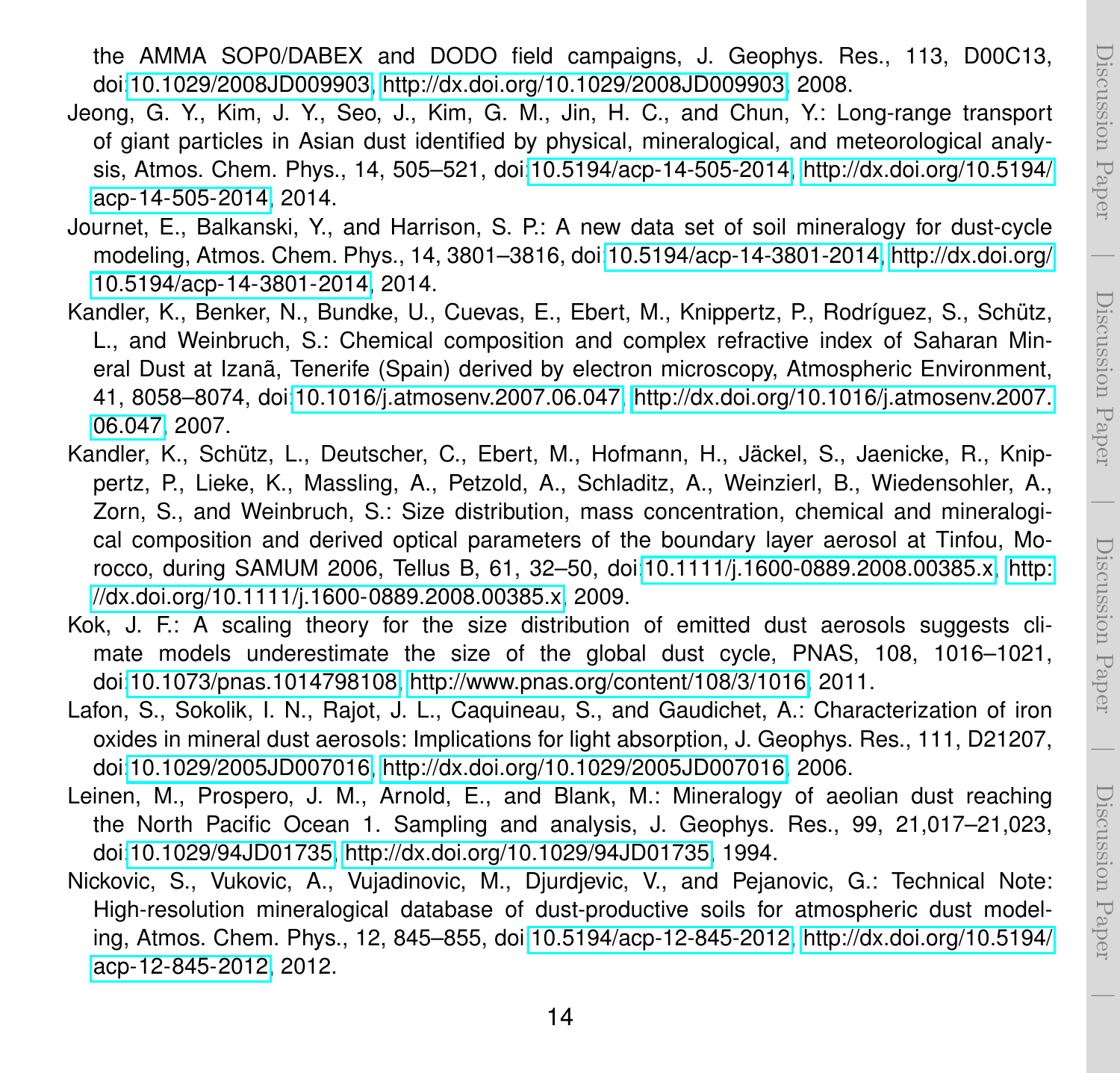the AMMA SOP0/DABEX and DODO field campaigns, J. Geophys. Res., 113, D00C13, doi:10.1029/2008JD009903, http://dx.doi.org/10.1029/2008JD009903, 2008.

Jeong, G. Y., Kim, J. Y., Seo, J., Kim, G. M., Jin, H. C., and Chun, Y.: Long-range transport of giant particles in Asian dust identified by physical, mineralogical, and meteorological analysis, Atmos. Chem. Phys., 14, 505–521, doi:10.5194/acp-14-505-2014, http://dx.doi.org/10.5194/acp-14-505-2014, 2014.

Journet, E., Balkanski, Y., and Harrison, S. P.: A new data set of soil mineralogy for dust-cycle modeling, Atmos. Chem. Phys., 14, 3801–3816, doi:10.5194/acp-14-3801-2014, http://dx.doi.org/10.5194/acp-14-3801-2014, 2014.

Kandler, K., Benker, N., Bundke, U., Cuevas, E., Ebert, M., Knippertz, P., Rodríguez, S., Schütz, L., and Weinbruch, S.: Chemical composition and complex refractive index of Saharan Mineral Dust at Izanã, Tenerife (Spain) derived by electron microscopy, Atmospheric Environment, 41, 8058–8074, doi:10.1016/j.atmosenv.2007.06.047, http://dx.doi.org/10.1016/j.atmosenv.2007.06.047, 2007.

Kandler, K., Schütz, L., Deutscher, C., Ebert, M., Hofmann, H., Jäckel, S., Jaenicke, R., Knippertz, P., Lieke, K., Massling, A., Petzold, A., Schladitz, A., Weinzierl, B., Wiedensohler, A., Zorn, S., and Weinbruch, S.: Size distribution, mass concentration, chemical and mineralogical composition and derived optical parameters of the boundary layer aerosol at Tinfou, Morocco, during SAMUM 2006, Tellus B, 61, 32–50, doi:10.1111/j.1600-0889.2008.00385.x, http://dx.doi.org/10.1111/j.1600-0889.2008.00385.x, 2009.

Kok, J. F.: A scaling theory for the size distribution of emitted dust aerosols suggests climate models underestimate the size of the global dust cycle, PNAS, 108, 1016–1021, doi:10.1073/pnas.1014798108, http://www.pnas.org/content/108/3/1016, 2011.

Lafon, S., Sokolik, I. N., Rajot, J. L., Caquineau, S., and Gaudichet, A.: Characterization of iron oxides in mineral dust aerosols: Implications for light absorption, J. Geophys. Res., 111, D21207, doi:10.1029/2005JD007016, http://dx.doi.org/10.1029/2005JD007016, 2006.

Leinen, M., Prospero, J. M., Arnold, E., and Blank, M.: Mineralogy of aeolian dust reaching the North Pacific Ocean 1. Sampling and analysis, J. Geophys. Res., 99, 21,017–21,023, doi:10.1029/94JD01735, http://dx.doi.org/10.1029/94JD01735, 1994.

Nickovic, S., Vukovic, A., Vujadinovic, M., Djurdjevic, V., and Pejanovic, G.: Technical Note: High-resolution mineralogical database of dust-productive soils for atmospheric dust modeling, Atmos. Chem. Phys., 12, 845–855, doi:10.5194/acp-12-845-2012, http://dx.doi.org/10.5194/acp-12-845-2012, 2012.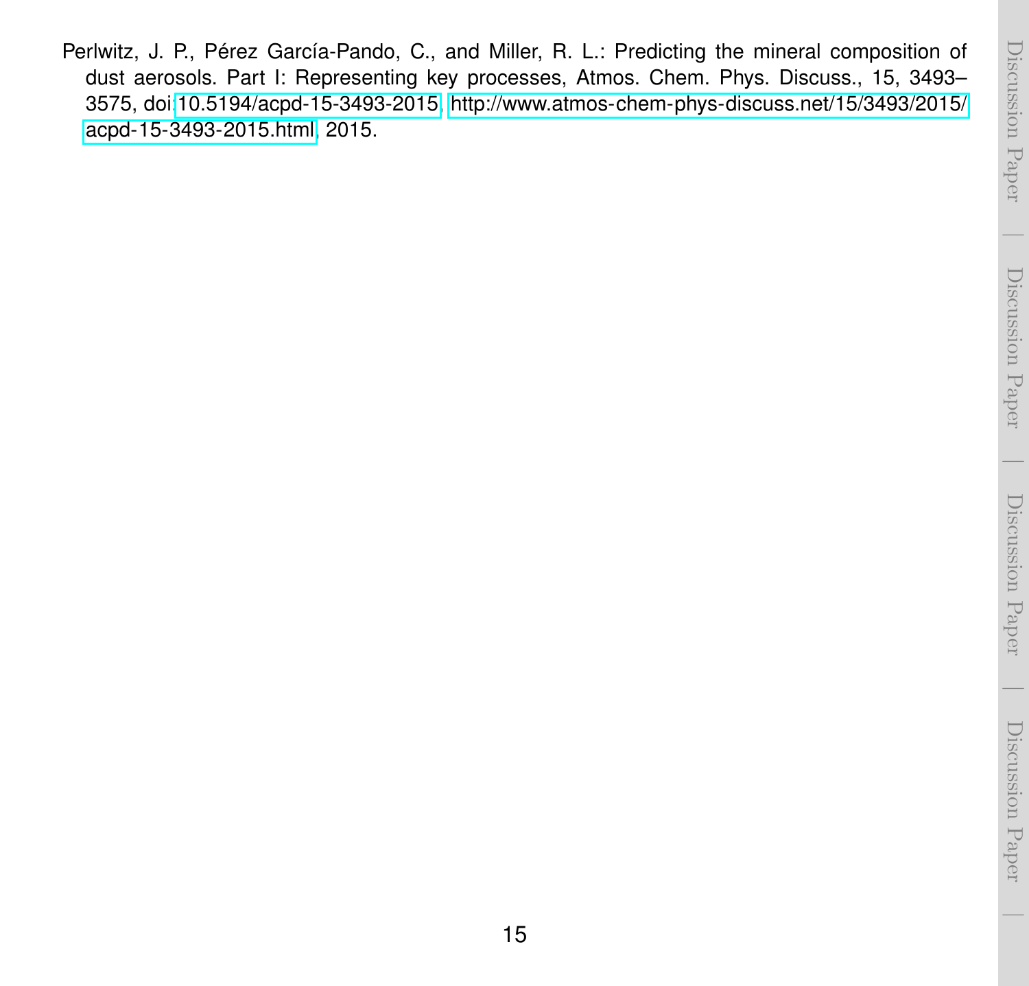Perlwitz, J. P., Pérez García-Pando, C., and Miller, R. L.: Predicting the mineral composition of dust aerosols. Part I: Representing key processes, Atmos. Chem. Phys. Discuss., 15, 3493–3575, doi:10.5194/acpd-15-3493-2015, http://www.atmos-chem-phys-discuss.net/15/3493/2015/acpd-15-3493-2015.html, 2015.